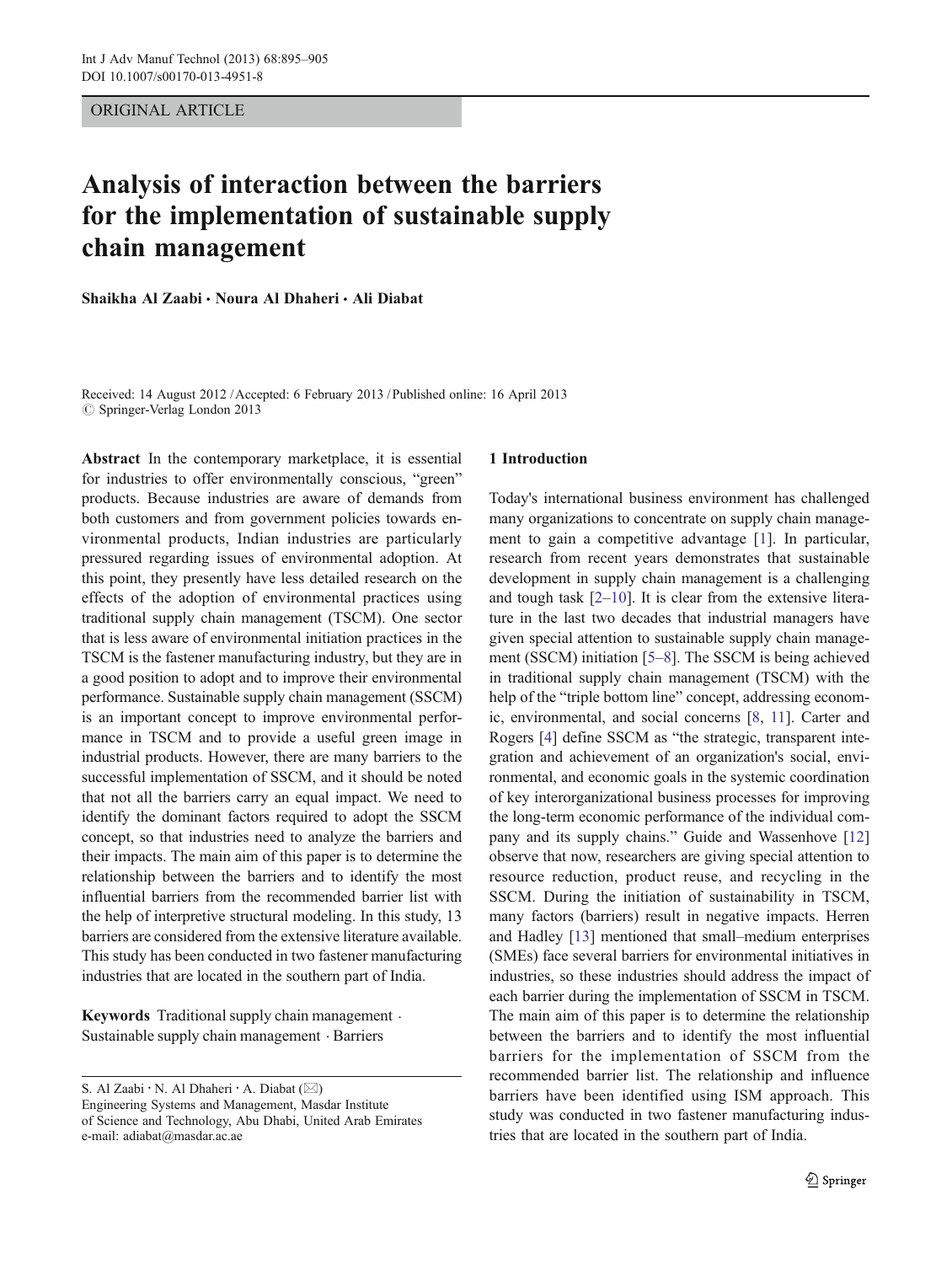ORIGINAL ARTICLE

# Analysis of interaction between the barriers for the implementation of sustainable supply chain management

**Shaikha Al Zaabi · Noura Al Dhaheri · Ali Diabat**

Received: 14 August 2012 / Accepted: 6 February 2013 / Published online: 16 April 2013
© Springer-Verlag London 2013

**Abstract** In the contemporary marketplace, it is essential for industries to offer environmentally conscious, "green" products. Because industries are aware of demands from both customers and from government policies towards environmental products, Indian industries are particularly pressured regarding issues of environmental adoption. At this point, they presently have less detailed research on the effects of the adoption of environmental practices using traditional supply chain management (TSCM). One sector that is less aware of environmental initiation practices in the TSCM is the fastener manufacturing industry, but they are in a good position to adopt and to improve their environmental performance. Sustainable supply chain management (SSCM) is an important concept to improve environmental performance in TSCM and to provide a useful green image in industrial products. However, there are many barriers to the successful implementation of SSCM, and it should be noted that not all the barriers carry an equal impact. We need to identify the dominant factors required to adopt the SSCM concept, so that industries need to analyze the barriers and their impacts. The main aim of this paper is to determine the relationship between the barriers and to identify the most influential barriers from the recommended barrier list with the help of interpretive structural modeling. In this study, 13 barriers are considered from the extensive literature available. This study has been conducted in two fastener manufacturing industries that are located in the southern part of India.

**Keywords** Traditional supply chain management · Sustainable supply chain management · Barriers

S. Al Zaabi · N. Al Dhaheri · A. Diabat (✉)
Engineering Systems and Management, Masdar Institute of Science and Technology, Abu Dhabi, United Arab Emirates
e-mail: adiabat@masdar.ac.ae

## 1 Introduction

Today's international business environment has challenged many organizations to concentrate on supply chain management to gain a competitive advantage [1]. In particular, research from recent years demonstrates that sustainable development in supply chain management is a challenging and tough task [2–10]. It is clear from the extensive literature in the last two decades that industrial managers have given special attention to sustainable supply chain management (SSCM) initiation [5–8]. The SSCM is being achieved in traditional supply chain management (TSCM) with the help of the "triple bottom line" concept, addressing economic, environmental, and social concerns [8, 11]. Carter and Rogers [4] define SSCM as "the strategic, transparent integration and achievement of an organization's social, environmental, and economic goals in the systemic coordination of key interorganizational business processes for improving the long-term economic performance of the individual company and its supply chains." Guide and Wassenhove [12] observe that now, researchers are giving special attention to resource reduction, product reuse, and recycling in the SSCM. During the initiation of sustainability in TSCM, many factors (barriers) result in negative impacts. Herren and Hadley [13] mentioned that small–medium enterprises (SMEs) face several barriers for environmental initiatives in industries, so these industries should address the impact of each barrier during the implementation of SSCM in TSCM. The main aim of this paper is to determine the relationship between the barriers and to identify the most influential barriers for the implementation of SSCM from the recommended barrier list. The relationship and influence barriers have been identified using ISM approach. This study was conducted in two fastener manufacturing industries that are located in the southern part of India.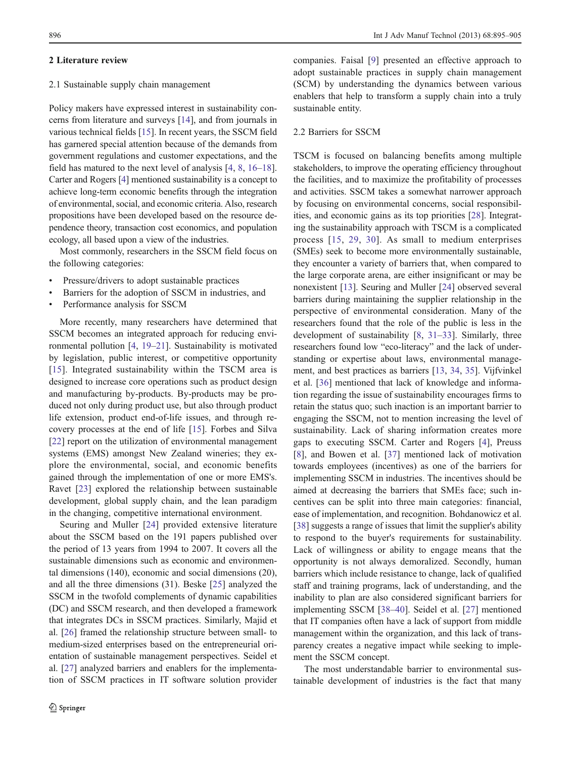## 2 Literature review

### 2.1 Sustainable supply chain management

Policy makers have expressed interest in sustainability concerns from literature and surveys [14], and from journals in various technical fields [15]. In recent years, the SSCM field has garnered special attention because of the demands from government regulations and customer expectations, and the field has matured to the next level of analysis [4, 8, 16–18]. Carter and Rogers [4] mentioned sustainability is a concept to achieve long-term economic benefits through the integration of environmental, social, and economic criteria. Also, research propositions have been developed based on the resource dependence theory, transaction cost economics, and population ecology, all based upon a view of the industries.

Most commonly, researchers in the SSCM field focus on the following categories:

- Pressure/drivers to adopt sustainable practices
- Barriers for the adoption of SSCM in industries, and
- Performance analysis for SSCM

More recently, many researchers have determined that SSCM becomes an integrated approach for reducing environmental pollution [4, 19–21]. Sustainability is motivated by legislation, public interest, or competitive opportunity [15]. Integrated sustainability within the TSCM area is designed to increase core operations such as product design and manufacturing by-products. By-products may be produced not only during product use, but also through product life extension, product end-of-life issues, and through recovery processes at the end of life [15]. Forbes and Silva [22] report on the utilization of environmental management systems (EMS) amongst New Zealand wineries; they explore the environmental, social, and economic benefits gained through the implementation of one or more EMS's. Ravet [23] explored the relationship between sustainable development, global supply chain, and the lean paradigm in the changing, competitive international environment.

Seuring and Muller [24] provided extensive literature about the SSCM based on the 191 papers published over the period of 13 years from 1994 to 2007. It covers all the sustainable dimensions such as economic and environmental dimensions (140), economic and social dimensions (20), and all the three dimensions (31). Beske [25] analyzed the SSCM in the twofold complements of dynamic capabilities (DC) and SSCM research, and then developed a framework that integrates DCs in SSCM practices. Similarly, Majid et al. [26] framed the relationship structure between small- to medium-sized enterprises based on the entrepreneurial orientation of sustainable management perspectives. Seidel et al. [27] analyzed barriers and enablers for the implementation of SSCM practices in IT software solution provider companies. Faisal [9] presented an effective approach to adopt sustainable practices in supply chain management (SCM) by understanding the dynamics between various enablers that help to transform a supply chain into a truly sustainable entity.

### 2.2 Barriers for SSCM

TSCM is focused on balancing benefits among multiple stakeholders, to improve the operating efficiency throughout the facilities, and to maximize the profitability of processes and activities. SSCM takes a somewhat narrower approach by focusing on environmental concerns, social responsibilities, and economic gains as its top priorities [28]. Integrating the sustainability approach with TSCM is a complicated process [15, 29, 30]. As small to medium enterprises (SMEs) seek to become more environmentally sustainable, they encounter a variety of barriers that, when compared to the large corporate arena, are either insignificant or may be nonexistent [13]. Seuring and Muller [24] observed several barriers during maintaining the supplier relationship in the perspective of environmental consideration. Many of the researchers found that the role of the public is less in the development of sustainability [8, 31–33]. Similarly, three researchers found low "eco-literacy" and the lack of understanding or expertise about laws, environmental management, and best practices as barriers [13, 34, 35]. Vijfvinkel et al. [36] mentioned that lack of knowledge and information regarding the issue of sustainability encourages firms to retain the status quo; such inaction is an important barrier to engaging the SSCM, not to mention increasing the level of sustainability. Lack of sharing information creates more gaps to executing SSCM. Carter and Rogers [4], Preuss [8], and Bowen et al. [37] mentioned lack of motivation towards employees (incentives) as one of the barriers for implementing SSCM in industries. The incentives should be aimed at decreasing the barriers that SMEs face; such incentives can be split into three main categories: financial, ease of implementation, and recognition. Bohdanowicz et al. [38] suggests a range of issues that limit the supplier's ability to respond to the buyer's requirements for sustainability. Lack of willingness or ability to engage means that the opportunity is not always demoralized. Secondly, human barriers which include resistance to change, lack of qualified staff and training programs, lack of understanding, and the inability to plan are also considered significant barriers for implementing SSCM [38–40]. Seidel et al. [27] mentioned that IT companies often have a lack of support from middle management within the organization, and this lack of transparency creates a negative impact while seeking to implement the SSCM concept.

The most understandable barrier to environmental sustainable development of industries is the fact that many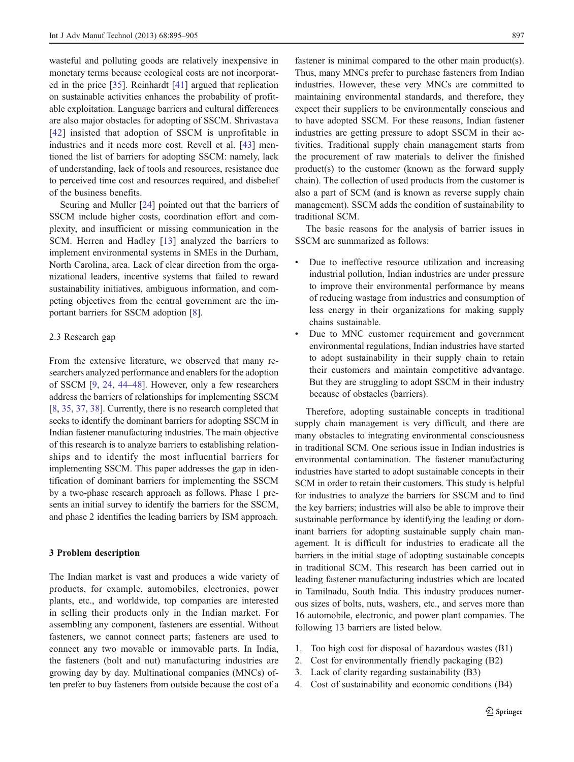wasteful and polluting goods are relatively inexpensive in monetary terms because ecological costs are not incorporated in the price [35]. Reinhardt [41] argued that replication on sustainable activities enhances the probability of profitable exploitation. Language barriers and cultural differences are also major obstacles for adopting of SSCM. Shrivastava [42] insisted that adoption of SSCM is unprofitable in industries and it needs more cost. Revell et al. [43] mentioned the list of barriers for adopting SSCM: namely, lack of understanding, lack of tools and resources, resistance due to perceived time cost and resources required, and disbelief of the business benefits.

Seuring and Muller [24] pointed out that the barriers of SSCM include higher costs, coordination effort and complexity, and insufficient or missing communication in the SCM. Herren and Hadley [13] analyzed the barriers to implement environmental systems in SMEs in the Durham, North Carolina, area. Lack of clear direction from the organizational leaders, incentive systems that failed to reward sustainability initiatives, ambiguous information, and competing objectives from the central government are the important barriers for SSCM adoption [8].

### 2.3 Research gap

From the extensive literature, we observed that many researchers analyzed performance and enablers for the adoption of SSCM [9, 24, 44–48]. However, only a few researchers address the barriers of relationships for implementing SSCM [8, 35, 37, 38]. Currently, there is no research completed that seeks to identify the dominant barriers for adopting SSCM in Indian fastener manufacturing industries. The main objective of this research is to analyze barriers to establishing relationships and to identify the most influential barriers for implementing SSCM. This paper addresses the gap in identification of dominant barriers for implementing the SSCM by a two-phase research approach as follows. Phase 1 presents an initial survey to identify the barriers for the SSCM, and phase 2 identifies the leading barriers by ISM approach.

## 3 Problem description

The Indian market is vast and produces a wide variety of products, for example, automobiles, electronics, power plants, etc., and worldwide, top companies are interested in selling their products only in the Indian market. For assembling any component, fasteners are essential. Without fasteners, we cannot connect parts; fasteners are used to connect any two movable or immovable parts. In India, the fasteners (bolt and nut) manufacturing industries are growing day by day. Multinational companies (MNCs) often prefer to buy fasteners from outside because the cost of a fastener is minimal compared to the other main product(s). Thus, many MNCs prefer to purchase fasteners from Indian industries. However, these very MNCs are committed to maintaining environmental standards, and therefore, they expect their suppliers to be environmentally conscious and to have adopted SSCM. For these reasons, Indian fastener industries are getting pressure to adopt SSCM in their activities. Traditional supply chain management starts from the procurement of raw materials to deliver the finished product(s) to the customer (known as the forward supply chain). The collection of used products from the customer is also a part of SCM (and is known as reverse supply chain management). SSCM adds the condition of sustainability to traditional SCM.

The basic reasons for the analysis of barrier issues in SSCM are summarized as follows:

- Due to ineffective resource utilization and increasing industrial pollution, Indian industries are under pressure to improve their environmental performance by means of reducing wastage from industries and consumption of less energy in their organizations for making supply chains sustainable.
- Due to MNC customer requirement and government environmental regulations, Indian industries have started to adopt sustainability in their supply chain to retain their customers and maintain competitive advantage. But they are struggling to adopt SSCM in their industry because of obstacles (barriers).

Therefore, adopting sustainable concepts in traditional supply chain management is very difficult, and there are many obstacles to integrating environmental consciousness in traditional SCM. One serious issue in Indian industries is environmental contamination. The fastener manufacturing industries have started to adopt sustainable concepts in their SCM in order to retain their customers. This study is helpful for industries to analyze the barriers for SSCM and to find the key barriers; industries will also be able to improve their sustainable performance by identifying the leading or dominant barriers for adopting sustainable supply chain management. It is difficult for industries to eradicate all the barriers in the initial stage of adopting sustainable concepts in traditional SCM. This research has been carried out in leading fastener manufacturing industries which are located in Tamilnadu, South India. This industry produces numerous sizes of bolts, nuts, washers, etc., and serves more than 16 automobile, electronic, and power plant companies. The following 13 barriers are listed below.

1. Too high cost for disposal of hazardous wastes (B1)
2. Cost for environmentally friendly packaging (B2)
3. Lack of clarity regarding sustainability (B3)
4. Cost of sustainability and economic conditions (B4)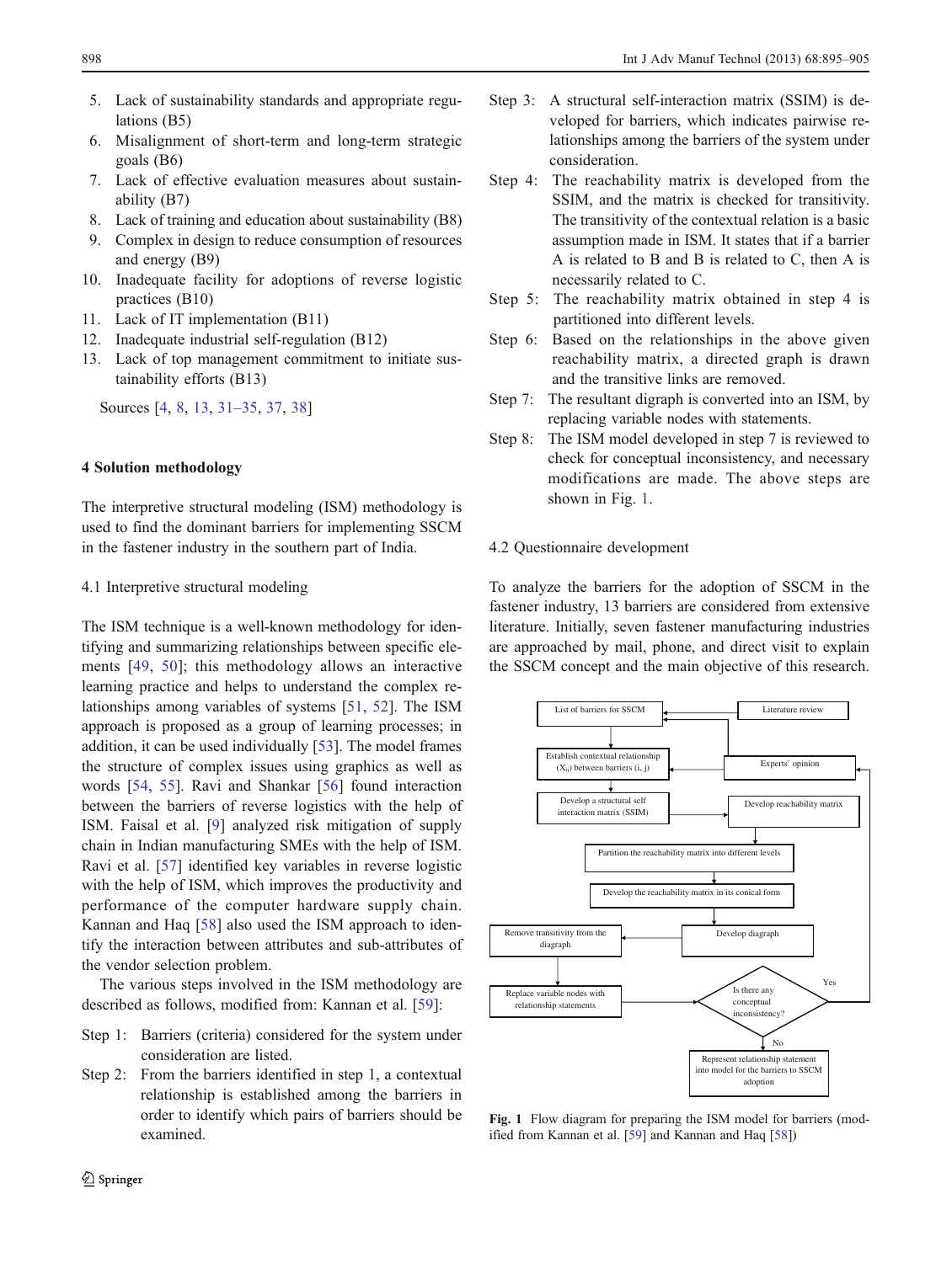5. Lack of sustainability standards and appropriate regulations (B5)
6. Misalignment of short-term and long-term strategic goals (B6)
7. Lack of effective evaluation measures about sustainability (B7)
8. Lack of training and education about sustainability (B8)
9. Complex in design to reduce consumption of resources and energy (B9)
10. Inadequate facility for adoptions of reverse logistic practices (B10)
11. Lack of IT implementation (B11)
12. Inadequate industrial self-regulation (B12)
13. Lack of top management commitment to initiate sustainability efforts (B13)

Sources [4, 8, 13, 31–35, 37, 38]

## 4 Solution methodology

The interpretive structural modeling (ISM) methodology is used to find the dominant barriers for implementing SSCM in the fastener industry in the southern part of India.

### 4.1 Interpretive structural modeling

The ISM technique is a well-known methodology for identifying and summarizing relationships between specific elements [49, 50]; this methodology allows an interactive learning practice and helps to understand the complex relationships among variables of systems [51, 52]. The ISM approach is proposed as a group of learning processes; in addition, it can be used individually [53]. The model frames the structure of complex issues using graphics as well as words [54, 55]. Ravi and Shankar [56] found interaction between the barriers of reverse logistics with the help of ISM. Faisal et al. [9] analyzed risk mitigation of supply chain in Indian manufacturing SMEs with the help of ISM. Ravi et al. [57] identified key variables in reverse logistic with the help of ISM, which improves the productivity and performance of the computer hardware supply chain. Kannan and Haq [58] also used the ISM approach to identify the interaction between attributes and sub-attributes of the vendor selection problem.

The various steps involved in the ISM methodology are described as follows, modified from: Kannan et al. [59]:

Step 1: Barriers (criteria) considered for the system under consideration are listed.

Step 2: From the barriers identified in step 1, a contextual relationship is established among the barriers in order to identify which pairs of barriers should be examined.

Step 3: A structural self-interaction matrix (SSIM) is developed for barriers, which indicates pairwise relationships among the barriers of the system under consideration.

Step 4: The reachability matrix is developed from the SSIM, and the matrix is checked for transitivity. The transitivity of the contextual relation is a basic assumption made in ISM. It states that if a barrier A is related to B and B is related to C, then A is necessarily related to C.

Step 5: The reachability matrix obtained in step 4 is partitioned into different levels.

Step 6: Based on the relationships in the above given reachability matrix, a directed graph is drawn and the transitive links are removed.

Step 7: The resultant digraph is converted into an ISM, by replacing variable nodes with statements.

Step 8: The ISM model developed in step 7 is reviewed to check for conceptual inconsistency, and necessary modifications are made. The above steps are shown in Fig. 1.

### 4.2 Questionnaire development

To analyze the barriers for the adoption of SSCM in the fastener industry, 13 barriers are considered from extensive literature. Initially, seven fastener manufacturing industries are approached by mail, phone, and direct visit to explain the SSCM concept and the main objective of this research.

List of barriers for SSCM | Literature review | Establish contextual relationship ($X_{ij}$) between barriers (i, j) | Experts' opinion | Develop a structural self interaction matrix (SSIM) | Develop reachability matrix | Partition the reachability matrix into different levels | Develop the reachability matrix in its conical form | Develop diagraph | Remove transitivity from the diagraph | Replace variable nodes with relationship statements | Is there any conceptual inconsistency? | Yes | No | Represent relationship statement into model for the barriers to SSCM adoption

**Fig. 1** Flow diagram for preparing the ISM model for barriers (modified from Kannan et al. [59] and Kannan and Haq [58])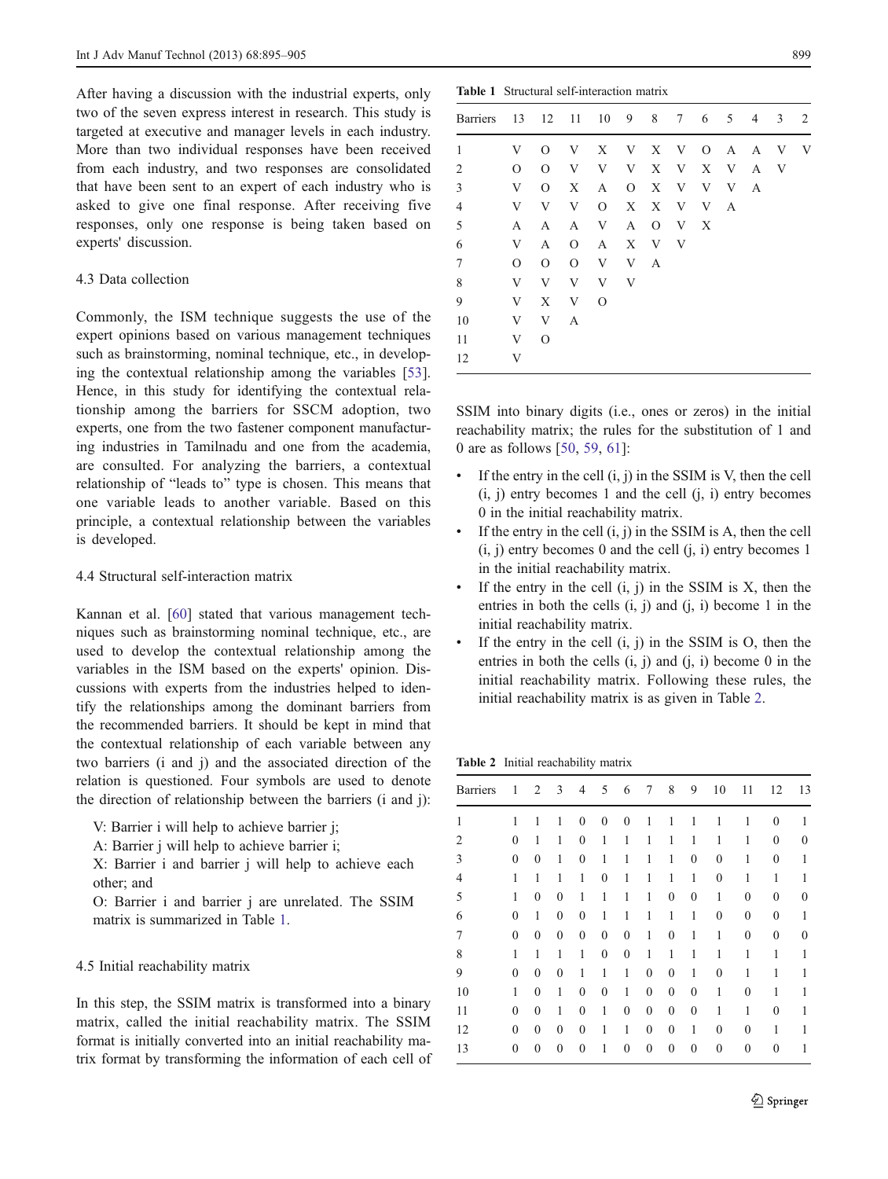After having a discussion with the industrial experts, only two of the seven express interest in research. This study is targeted at executive and manager levels in each industry. More than two individual responses have been received from each industry, and two responses are consolidated that have been sent to an expert of each industry who is asked to give one final response. After receiving five responses, only one response is being taken based on experts' discussion.

### 4.3 Data collection

Commonly, the ISM technique suggests the use of the expert opinions based on various management techniques such as brainstorming, nominal technique, etc., in developing the contextual relationship among the variables [53]. Hence, in this study for identifying the contextual relationship among the barriers for SSCM adoption, two experts, one from the two fastener component manufacturing industries in Tamilnadu and one from the academia, are consulted. For analyzing the barriers, a contextual relationship of "leads to" type is chosen. This means that one variable leads to another variable. Based on this principle, a contextual relationship between the variables is developed.

### 4.4 Structural self-interaction matrix

Kannan et al. [60] stated that various management techniques such as brainstorming nominal technique, etc., are used to develop the contextual relationship among the variables in the ISM based on the experts' opinion. Discussions with experts from the industries helped to identify the relationships among the dominant barriers from the recommended barriers. It should be kept in mind that the contextual relationship of each variable between any two barriers (i and j) and the associated direction of the relation is questioned. Four symbols are used to denote the direction of relationship between the barriers (i and j):

V: Barrier i will help to achieve barrier j;
A: Barrier j will help to achieve barrier i;
X: Barrier i and barrier j will help to achieve each other; and
O: Barrier i and barrier j are unrelated. The SSIM matrix is summarized in Table 1.

**Table 1** Structural self-interaction matrix

| Barriers | 13 | 12 | 11 | 10 | 9 | 8 | 7 | 6 | 5 | 4 | 3 | 2 |
|---|---|---|---|---|---|---|---|---|---|---|---|---|
| 1 | V | O | V | X | V | X | V | O | A | A | V | V |
| 2 | O | O | V | V | V | X | V | X | V | A | V | |
| 3 | V | O | X | A | O | X | V | V | V | A | | |
| 4 | V | V | V | O | X | X | V | V | A | | | |
| 5 | A | A | A | V | A | O | V | X | | | | |
| 6 | V | A | O | A | X | V | V | | | | | |
| 7 | O | O | O | V | V | A | | | | | | |
| 8 | V | V | V | V | V | | | | | | | |
| 9 | V | X | V | O | | | | | | | | |
| 10 | V | V | A | | | | | | | | | |
| 11 | V | O | | | | | | | | | | |
| 12 | V | | | | | | | | | | | |

### 4.5 Initial reachability matrix

In this step, the SSIM matrix is transformed into a binary matrix, called the initial reachability matrix. The SSIM format is initially converted into an initial reachability matrix format by transforming the information of each cell of SSIM into binary digits (i.e., ones or zeros) in the initial reachability matrix; the rules for the substitution of 1 and 0 are as follows [50, 59, 61]:

- If the entry in the cell (i, j) in the SSIM is V, then the cell (i, j) entry becomes 1 and the cell (j, i) entry becomes 0 in the initial reachability matrix.
- If the entry in the cell (i, j) in the SSIM is A, then the cell (i, j) entry becomes 0 and the cell (j, i) entry becomes 1 in the initial reachability matrix.
- If the entry in the cell (i, j) in the SSIM is X, then the entries in both the cells (i, j) and (j, i) become 1 in the initial reachability matrix.
- If the entry in the cell (i, j) in the SSIM is O, then the entries in both the cells (i, j) and (j, i) become 0 in the initial reachability matrix. Following these rules, the initial reachability matrix is as given in Table 2.

**Table 2** Initial reachability matrix

| Barriers | 1 | 2 | 3 | 4 | 5 | 6 | 7 | 8 | 9 | 10 | 11 | 12 | 13 |
|---|---|---|---|---|---|---|---|---|---|---|---|---|---|
| 1 | 1 | 1 | 1 | 0 | 0 | 0 | 1 | 1 | 1 | 1 | 1 | 0 | 1 |
| 2 | 0 | 1 | 1 | 0 | 1 | 1 | 1 | 1 | 1 | 1 | 1 | 0 | 0 |
| 3 | 0 | 0 | 1 | 0 | 1 | 1 | 1 | 1 | 0 | 0 | 1 | 0 | 1 |
| 4 | 1 | 1 | 1 | 1 | 0 | 1 | 1 | 1 | 1 | 0 | 1 | 1 | 1 |
| 5 | 1 | 0 | 0 | 1 | 1 | 1 | 1 | 0 | 0 | 1 | 0 | 0 | 0 |
| 6 | 0 | 1 | 0 | 0 | 1 | 1 | 1 | 1 | 1 | 0 | 0 | 0 | 1 |
| 7 | 0 | 0 | 0 | 0 | 0 | 0 | 1 | 0 | 1 | 1 | 0 | 0 | 0 |
| 8 | 1 | 1 | 1 | 1 | 0 | 0 | 1 | 1 | 1 | 1 | 1 | 1 | 1 |
| 9 | 0 | 0 | 0 | 1 | 1 | 1 | 0 | 0 | 1 | 0 | 1 | 1 | 1 |
| 10 | 1 | 0 | 1 | 0 | 0 | 1 | 0 | 0 | 0 | 1 | 0 | 1 | 1 |
| 11 | 0 | 0 | 1 | 0 | 1 | 0 | 0 | 0 | 0 | 1 | 1 | 0 | 1 |
| 12 | 0 | 0 | 0 | 0 | 1 | 1 | 0 | 0 | 1 | 0 | 0 | 1 | 1 |
| 13 | 0 | 0 | 0 | 0 | 1 | 0 | 0 | 0 | 0 | 0 | 0 | 0 | 1 |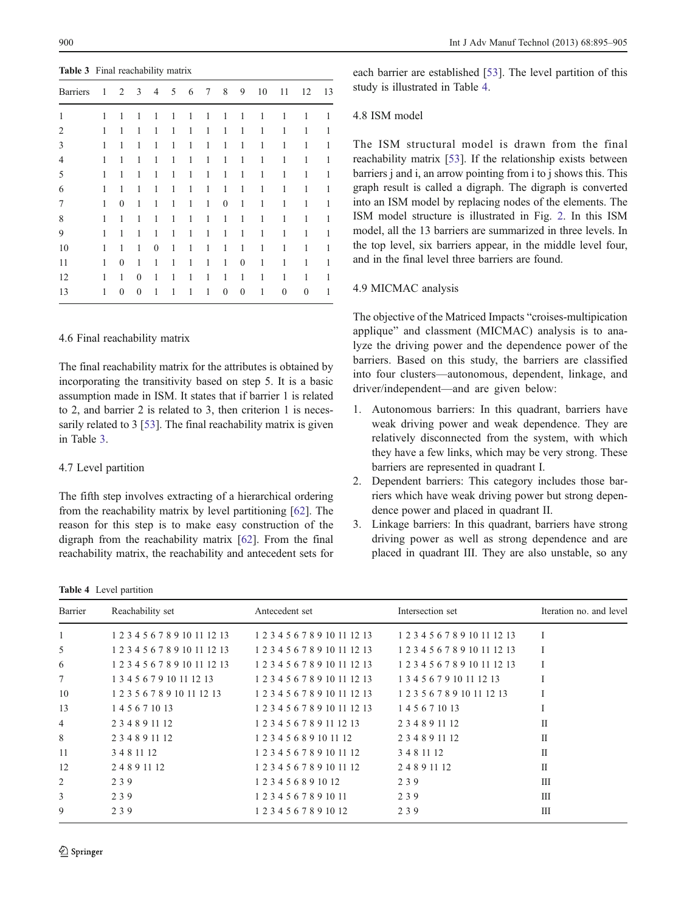**Table 3** Final reachability matrix

| Barriers | 1 | 2 | 3 | 4 | 5 | 6 | 7 | 8 | 9 | 10 | 11 | 12 | 13 |
|---|---|---|---|---|---|---|---|---|---|---|---|---|---|
| 1 | 1 | 1 | 1 | 1 | 1 | 1 | 1 | 1 | 1 | 1 | 1 | 1 | 1 |
| 2 | 1 | 1 | 1 | 1 | 1 | 1 | 1 | 1 | 1 | 1 | 1 | 1 | 1 |
| 3 | 1 | 1 | 1 | 1 | 1 | 1 | 1 | 1 | 1 | 1 | 1 | 1 | 1 |
| 4 | 1 | 1 | 1 | 1 | 1 | 1 | 1 | 1 | 1 | 1 | 1 | 1 | 1 |
| 5 | 1 | 1 | 1 | 1 | 1 | 1 | 1 | 1 | 1 | 1 | 1 | 1 | 1 |
| 6 | 1 | 1 | 1 | 1 | 1 | 1 | 1 | 1 | 1 | 1 | 1 | 1 | 1 |
| 7 | 1 | 0 | 1 | 1 | 1 | 1 | 1 | 0 | 1 | 1 | 1 | 1 | 1 |
| 8 | 1 | 1 | 1 | 1 | 1 | 1 | 1 | 1 | 1 | 1 | 1 | 1 | 1 |
| 9 | 1 | 1 | 1 | 1 | 1 | 1 | 1 | 1 | 1 | 1 | 1 | 1 | 1 |
| 10 | 1 | 1 | 1 | 0 | 1 | 1 | 1 | 1 | 1 | 1 | 1 | 1 | 1 |
| 11 | 1 | 0 | 1 | 1 | 1 | 1 | 1 | 1 | 0 | 1 | 1 | 1 | 1 |
| 12 | 1 | 1 | 0 | 1 | 1 | 1 | 1 | 1 | 1 | 1 | 1 | 1 | 1 |
| 13 | 1 | 0 | 0 | 1 | 1 | 1 | 1 | 0 | 0 | 1 | 0 | 0 | 1 |

### 4.6 Final reachability matrix

The final reachability matrix for the attributes is obtained by incorporating the transitivity based on step 5. It is a basic assumption made in ISM. It states that if barrier 1 is related to 2, and barrier 2 is related to 3, then criterion 1 is necessarily related to 3 [53]. The final reachability matrix is given in Table 3.

### 4.7 Level partition

The fifth step involves extracting of a hierarchical ordering from the reachability matrix by level partitioning [62]. The reason for this step is to make easy construction of the digraph from the reachability matrix [62]. From the final reachability matrix, the reachability and antecedent sets for each barrier are established [53]. The level partition of this study is illustrated in Table 4.

### 4.8 ISM model

The ISM structural model is drawn from the final reachability matrix [53]. If the relationship exists between barriers j and i, an arrow pointing from i to j shows this. This graph result is called a digraph. The digraph is converted into an ISM model by replacing nodes of the elements. The ISM model structure is illustrated in Fig. 2. In this ISM model, all the 13 barriers are summarized in three levels. In the top level, six barriers appear, in the middle level four, and in the final level three barriers are found.

### 4.9 MICMAC analysis

The objective of the Matriced Impacts "croises-multipication applique" and classment (MICMAC) analysis is to analyze the driving power and the dependence power of the barriers. Based on this study, the barriers are classified into four clusters—autonomous, dependent, linkage, and driver/independent—and are given below:

1. Autonomous barriers: In this quadrant, barriers have weak driving power and weak dependence. They are relatively disconnected from the system, with which they have a few links, which may be very strong. These barriers are represented in quadrant I.
2. Dependent barriers: This category includes those barriers which have weak driving power but strong dependence power and placed in quadrant II.
3. Linkage barriers: In this quadrant, barriers have strong driving power as well as strong dependence and are placed in quadrant III. They are also unstable, so any

**Table 4** Level partition

| Barrier | Reachability set | Antecedent set | Intersection set | Iteration no. and level |
|---|---|---|---|---|
| 1 | 1 2 3 4 5 6 7 8 9 10 11 12 13 | 1 2 3 4 5 6 7 8 9 10 11 12 13 | 1 2 3 4 5 6 7 8 9 10 11 12 13 | I |
| 5 | 1 2 3 4 5 6 7 8 9 10 11 12 13 | 1 2 3 4 5 6 7 8 9 10 11 12 13 | 1 2 3 4 5 6 7 8 9 10 11 12 13 | I |
| 6 | 1 2 3 4 5 6 7 8 9 10 11 12 13 | 1 2 3 4 5 6 7 8 9 10 11 12 13 | 1 2 3 4 5 6 7 8 9 10 11 12 13 | I |
| 7 | 1 3 4 5 6 7 9 10 11 12 13 | 1 2 3 4 5 6 7 8 9 10 11 12 13 | 1 3 4 5 6 7 9 10 11 12 13 | I |
| 10 | 1 2 3 5 6 7 8 9 10 11 12 13 | 1 2 3 4 5 6 7 8 9 10 11 12 13 | 1 2 3 5 6 7 8 9 10 11 12 13 | I |
| 13 | 1 4 5 6 7 10 13 | 1 2 3 4 5 6 7 8 9 10 11 12 13 | 1 4 5 6 7 10 13 | I |
| 4 | 2 3 4 8 9 11 12 | 1 2 3 4 5 6 7 8 9 11 12 13 | 2 3 4 8 9 11 12 | II |
| 8 | 2 3 4 8 9 11 12 | 1 2 3 4 5 6 8 9 10 11 12 | 2 3 4 8 9 11 12 | II |
| 11 | 3 4 8 11 12 | 1 2 3 4 5 6 7 8 9 10 11 12 | 3 4 8 11 12 | II |
| 12 | 2 4 8 9 11 12 | 1 2 3 4 5 6 7 8 9 10 11 12 | 2 4 8 9 11 12 | II |
| 2 | 2 3 9 | 1 2 3 4 5 6 8 9 10 12 | 2 3 9 | III |
| 3 | 2 3 9 | 1 2 3 4 5 6 7 8 9 10 11 | 2 3 9 | III |
| 9 | 2 3 9 | 1 2 3 4 5 6 7 8 9 10 12 | 2 3 9 | III |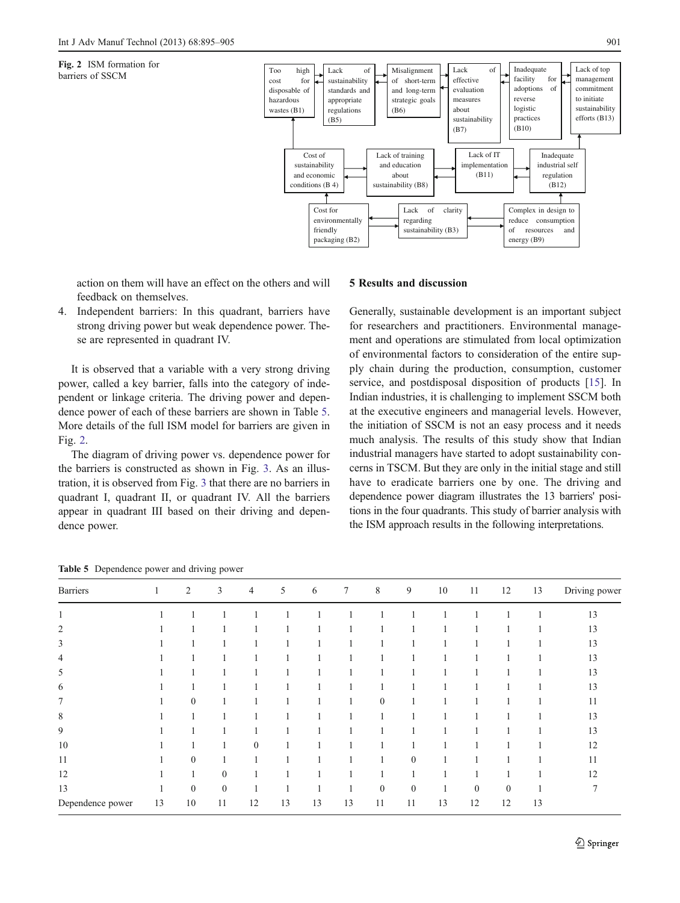Fig. 2 ISM formation for barriers of SSCM

action on them will have an effect on the others and will feedback on themselves.

4. Independent barriers: In this quadrant, barriers have strong driving power but weak dependence power. These are represented in quadrant IV.

It is observed that a variable with a very strong driving power, called a key barrier, falls into the category of independent or linkage criteria. The driving power and dependence power of each of these barriers are shown in Table 5. More details of the full ISM model for barriers are given in Fig. 2.

The diagram of driving power vs. dependence power for the barriers is constructed as shown in Fig. 3. As an illustration, it is observed from Fig. 3 that there are no barriers in quadrant I, quadrant II, or quadrant IV. All the barriers appear in quadrant III based on their driving and dependence power.

## 5 Results and discussion

Generally, sustainable development is an important subject for researchers and practitioners. Environmental management and operations are stimulated from local optimization of environmental factors to consideration of the entire supply chain during the production, consumption, customer service, and postdisposal disposition of products [15]. In Indian industries, it is challenging to implement SSCM both at the executive engineers and managerial levels. However, the initiation of SSCM is not an easy process and it needs much analysis. The results of this study show that Indian industrial managers have started to adopt sustainability concerns in TSCM. But they are only in the initial stage and still have to eradicate barriers one by one. The driving and dependence power diagram illustrates the 13 barriers' positions in the four quadrants. This study of barrier analysis with the ISM approach results in the following interpretations.

**Table 5** Dependence power and driving power

| Barriers | 1 | 2 | 3 | 4 | 5 | 6 | 7 | 8 | 9 | 10 | 11 | 12 | 13 | Driving power |
|---|---|---|---|---|---|---|---|---|---|---|---|---|---|---|
| 1 | 1 | 1 | 1 | 1 | 1 | 1 | 1 | 1 | 1 | 1 | 1 | 1 | 1 | 13 |
| 2 | 1 | 1 | 1 | 1 | 1 | 1 | 1 | 1 | 1 | 1 | 1 | 1 | 1 | 13 |
| 3 | 1 | 1 | 1 | 1 | 1 | 1 | 1 | 1 | 1 | 1 | 1 | 1 | 1 | 13 |
| 4 | 1 | 1 | 1 | 1 | 1 | 1 | 1 | 1 | 1 | 1 | 1 | 1 | 1 | 13 |
| 5 | 1 | 1 | 1 | 1 | 1 | 1 | 1 | 1 | 1 | 1 | 1 | 1 | 1 | 13 |
| 6 | 1 | 1 | 1 | 1 | 1 | 1 | 1 | 1 | 1 | 1 | 1 | 1 | 1 | 13 |
| 7 | 1 | 0 | 1 | 1 | 1 | 1 | 1 | 0 | 1 | 1 | 1 | 1 | 1 | 11 |
| 8 | 1 | 1 | 1 | 1 | 1 | 1 | 1 | 1 | 1 | 1 | 1 | 1 | 1 | 13 |
| 9 | 1 | 1 | 1 | 1 | 1 | 1 | 1 | 1 | 1 | 1 | 1 | 1 | 1 | 13 |
| 10 | 1 | 1 | 1 | 0 | 1 | 1 | 1 | 1 | 1 | 1 | 1 | 1 | 1 | 12 |
| 11 | 1 | 0 | 1 | 1 | 1 | 1 | 1 | 1 | 0 | 1 | 1 | 1 | 1 | 11 |
| 12 | 1 | 1 | 0 | 1 | 1 | 1 | 1 | 1 | 1 | 1 | 1 | 1 | 1 | 12 |
| 13 | 1 | 0 | 0 | 1 | 1 | 1 | 1 | 0 | 0 | 1 | 0 | 0 | 1 | 7 |
| Dependence power | 13 | 10 | 11 | 12 | 13 | 13 | 13 | 11 | 11 | 13 | 12 | 12 | 13 | |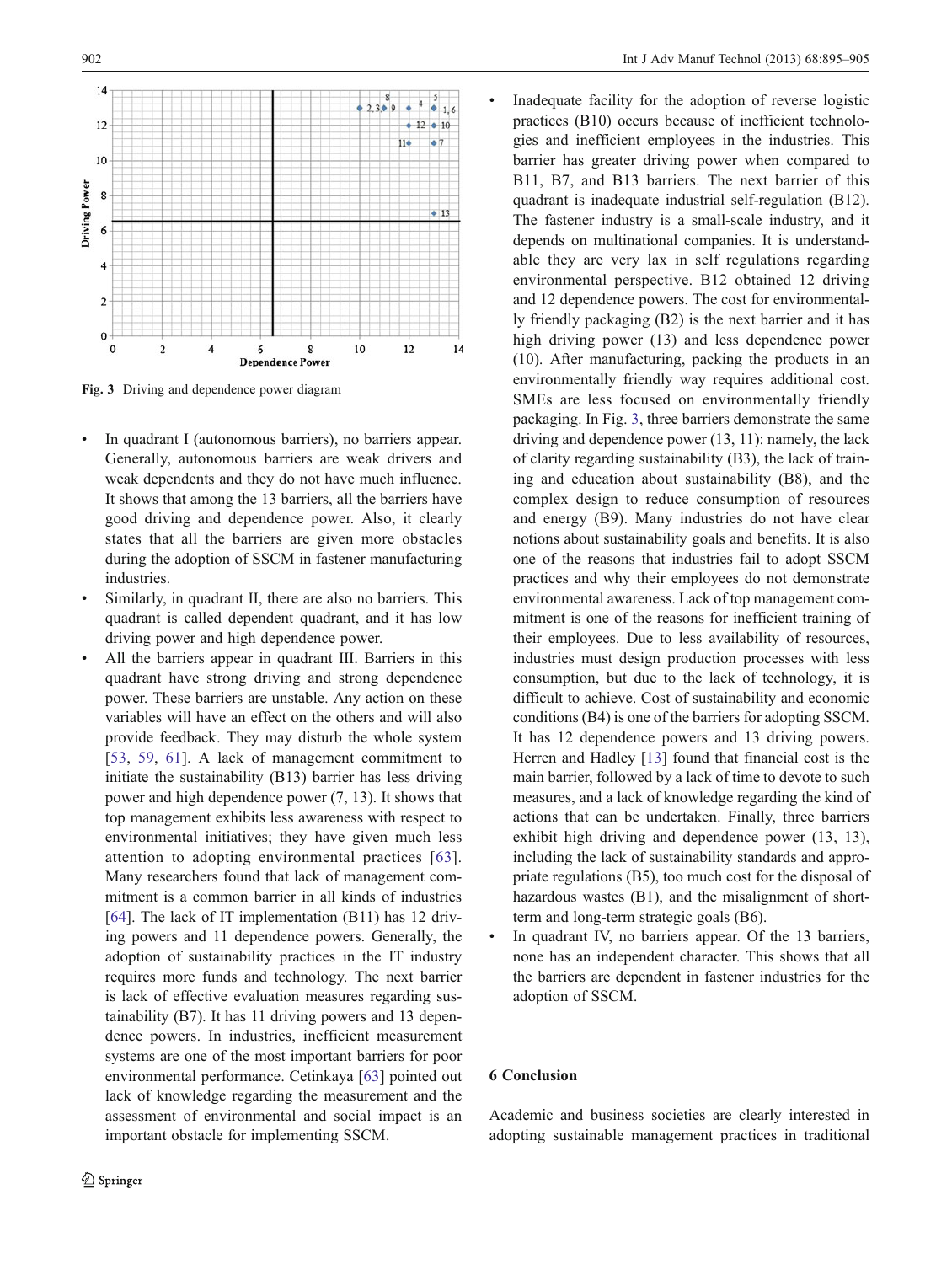Fig. 3 Driving and dependence power diagram

- In quadrant I (autonomous barriers), no barriers appear. Generally, autonomous barriers are weak drivers and weak dependents and they do not have much influence. It shows that among the 13 barriers, all the barriers have good driving and dependence power. Also, it clearly states that all the barriers are given more obstacles during the adoption of SSCM in fastener manufacturing industries.
- Similarly, in quadrant II, there are also no barriers. This quadrant is called dependent quadrant, and it has low driving power and high dependence power.
- All the barriers appear in quadrant III. Barriers in this quadrant have strong driving and strong dependence power. These barriers are unstable. Any action on these variables will have an effect on the others and will also provide feedback. They may disturb the whole system [53, 59, 61]. A lack of management commitment to initiate the sustainability (B13) barrier has less driving power and high dependence power (7, 13). It shows that top management exhibits less awareness with respect to environmental initiatives; they have given much less attention to adopting environmental practices [63]. Many researchers found that lack of management commitment is a common barrier in all kinds of industries [64]. The lack of IT implementation (B11) has 12 driving powers and 11 dependence powers. Generally, the adoption of sustainability practices in the IT industry requires more funds and technology. The next barrier is lack of effective evaluation measures regarding sustainability (B7). It has 11 driving powers and 13 dependence powers. In industries, inefficient measurement systems are one of the most important barriers for poor environmental performance. Cetinkaya [63] pointed out lack of knowledge regarding the measurement and the assessment of environmental and social impact is an important obstacle for implementing SSCM.
- Inadequate facility for the adoption of reverse logistic practices (B10) occurs because of inefficient technologies and inefficient employees in the industries. This barrier has greater driving power when compared to B11, B7, and B13 barriers. The next barrier of this quadrant is inadequate industrial self-regulation (B12). The fastener industry is a small-scale industry, and it depends on multinational companies. It is understandable they are very lax in self regulations regarding environmental perspective. B12 obtained 12 driving and 12 dependence powers. The cost for environmentally friendly packaging (B2) is the next barrier and it has high driving power (13) and less dependence power (10). After manufacturing, packing the products in an environmentally friendly way requires additional cost. SMEs are less focused on environmentally friendly packaging. In Fig. 3, three barriers demonstrate the same driving and dependence power (13, 11): namely, the lack of clarity regarding sustainability (B3), the lack of training and education about sustainability (B8), and the complex design to reduce consumption of resources and energy (B9). Many industries do not have clear notions about sustainability goals and benefits. It is also one of the reasons that industries fail to adopt SSCM practices and why their employees do not demonstrate environmental awareness. Lack of top management commitment is one of the reasons for inefficient training of their employees. Due to less availability of resources, industries must design production processes with less consumption, but due to the lack of technology, it is difficult to achieve. Cost of sustainability and economic conditions (B4) is one of the barriers for adopting SSCM. It has 12 dependence powers and 13 driving powers. Herren and Hadley [13] found that financial cost is the main barrier, followed by a lack of time to devote to such measures, and a lack of knowledge regarding the kind of actions that can be undertaken. Finally, three barriers exhibit high driving and dependence power (13, 13), including the lack of sustainability standards and appropriate regulations (B5), too much cost for the disposal of hazardous wastes (B1), and the misalignment of short-term and long-term strategic goals (B6).
- In quadrant IV, no barriers appear. Of the 13 barriers, none has an independent character. This shows that all the barriers are dependent in fastener industries for the adoption of SSCM.

## 6 Conclusion

Academic and business societies are clearly interested in adopting sustainable management practices in traditional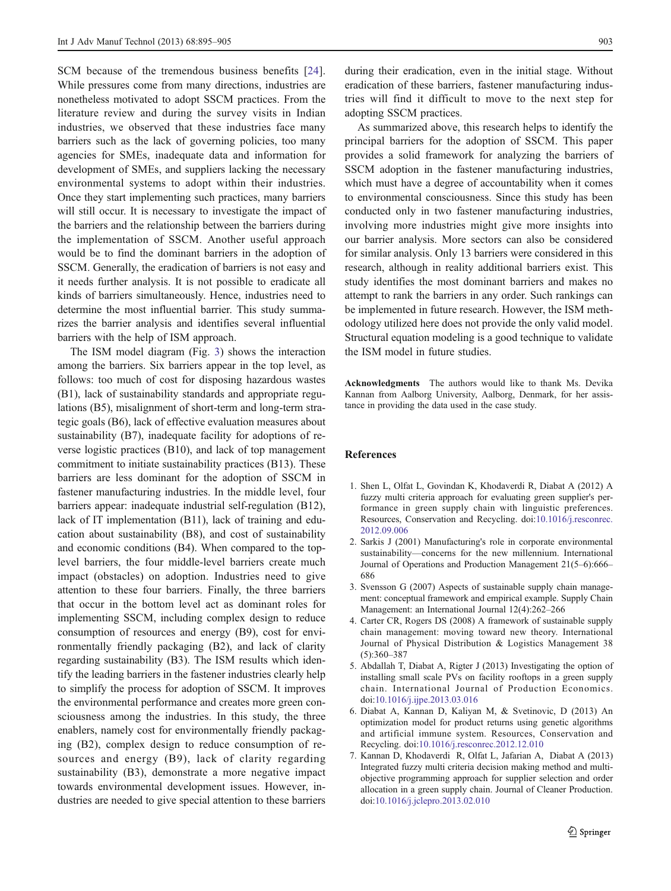SCM because of the tremendous business benefits [24]. While pressures come from many directions, industries are nonetheless motivated to adopt SSCM practices. From the literature review and during the survey visits in Indian industries, we observed that these industries face many barriers such as the lack of governing policies, too many agencies for SMEs, inadequate data and information for development of SMEs, and suppliers lacking the necessary environmental systems to adopt within their industries. Once they start implementing such practices, many barriers will still occur. It is necessary to investigate the impact of the barriers and the relationship between the barriers during the implementation of SSCM. Another useful approach would be to find the dominant barriers in the adoption of SSCM. Generally, the eradication of barriers is not easy and it needs further analysis. It is not possible to eradicate all kinds of barriers simultaneously. Hence, industries need to determine the most influential barrier. This study summarizes the barrier analysis and identifies several influential barriers with the help of ISM approach.

The ISM model diagram (Fig. 3) shows the interaction among the barriers. Six barriers appear in the top level, as follows: too much of cost for disposing hazardous wastes (B1), lack of sustainability standards and appropriate regulations (B5), misalignment of short-term and long-term strategic goals (B6), lack of effective evaluation measures about sustainability (B7), inadequate facility for adoptions of reverse logistic practices (B10), and lack of top management commitment to initiate sustainability practices (B13). These barriers are less dominant for the adoption of SSCM in fastener manufacturing industries. In the middle level, four barriers appear: inadequate industrial self-regulation (B12), lack of IT implementation (B11), lack of training and education about sustainability (B8), and cost of sustainability and economic conditions (B4). When compared to the top-level barriers, the four middle-level barriers create much impact (obstacles) on adoption. Industries need to give attention to these four barriers. Finally, the three barriers that occur in the bottom level act as dominant roles for implementing SSCM, including complex design to reduce consumption of resources and energy (B9), cost for environmentally friendly packaging (B2), and lack of clarity regarding sustainability (B3). The ISM results which identify the leading barriers in the fastener industries clearly help to simplify the process for adoption of SSCM. It improves the environmental performance and creates more green consciousness among the industries. In this study, the three enablers, namely cost for environmentally friendly packaging (B2), complex design to reduce consumption of resources and energy (B9), lack of clarity regarding sustainability (B3), demonstrate a more negative impact towards environmental development issues. However, industries are needed to give special attention to these barriers during their eradication, even in the initial stage. Without eradication of these barriers, fastener manufacturing industries will find it difficult to move to the next step for adopting SSCM practices.

As summarized above, this research helps to identify the principal barriers for the adoption of SSCM. This paper provides a solid framework for analyzing the barriers of SSCM adoption in the fastener manufacturing industries, which must have a degree of accountability when it comes to environmental consciousness. Since this study has been conducted only in two fastener manufacturing industries, involving more industries might give more insights into our barrier analysis. More sectors can also be considered for similar analysis. Only 13 barriers were considered in this research, although in reality additional barriers exist. This study identifies the most dominant barriers and makes no attempt to rank the barriers in any order. Such rankings can be implemented in future research. However, the ISM methodology utilized here does not provide the only valid model. Structural equation modeling is a good technique to validate the ISM model in future studies.

**Acknowledgments** The authors would like to thank Ms. Devika Kannan from Aalborg University, Aalborg, Denmark, for her assistance in providing the data used in the case study.

## References

1. Shen L, Olfat L, Govindan K, Khodaverdi R, Diabat A (2012) A fuzzy multi criteria approach for evaluating green supplier's performance in green supply chain with linguistic preferences. Resources, Conservation and Recycling. doi:10.1016/j.resconrec.2012.09.006
2. Sarkis J (2001) Manufacturing's role in corporate environmental sustainability—concerns for the new millennium. International Journal of Operations and Production Management 21(5–6):666–686
3. Svensson G (2007) Aspects of sustainable supply chain management: conceptual framework and empirical example. Supply Chain Management: an International Journal 12(4):262–266
4. Carter CR, Rogers DS (2008) A framework of sustainable supply chain management: moving toward new theory. International Journal of Physical Distribution & Logistics Management 38 (5):360–387
5. Abdallah T, Diabat A, Rigter J (2013) Investigating the option of installing small scale PVs on facility rooftops in a green supply chain. International Journal of Production Economics. doi:10.1016/j.ijpe.2013.03.016
6. Diabat A, Kannan D, Kaliyan M, & Svetinovic, D (2013) An optimization model for product returns using genetic algorithms and artificial immune system. Resources, Conservation and Recycling. doi:10.1016/j.resconrec.2012.12.010
7. Kannan D, Khodaverdi R, Olfat L, Jafarian A, Diabat A (2013) Integrated fuzzy multi criteria decision making method and multi-objective programming approach for supplier selection and order allocation in a green supply chain. Journal of Cleaner Production. doi:10.1016/j.jclepro.2013.02.010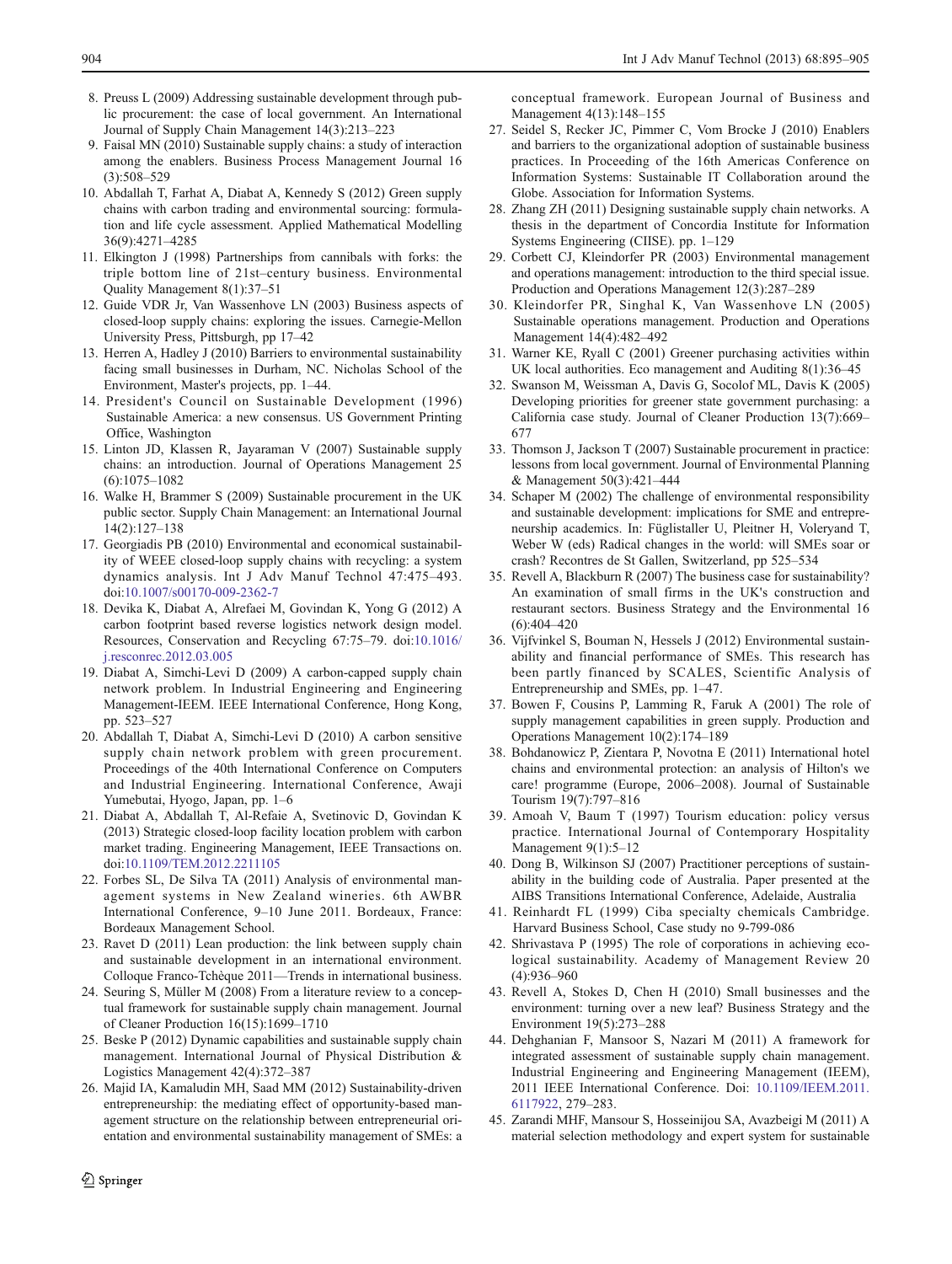8. Preuss L (2009) Addressing sustainable development through public procurement: the case of local government. An International Journal of Supply Chain Management 14(3):213–223
9. Faisal MN (2010) Sustainable supply chains: a study of interaction among the enablers. Business Process Management Journal 16 (3):508–529
10. Abdallah T, Farhat A, Diabat A, Kennedy S (2012) Green supply chains with carbon trading and environmental sourcing: formulation and life cycle assessment. Applied Mathematical Modelling 36(9):4271–4285
11. Elkington J (1998) Partnerships from cannibals with forks: the triple bottom line of 21st–century business. Environmental Quality Management 8(1):37–51
12. Guide VDR Jr, Van Wassenhove LN (2003) Business aspects of closed-loop supply chains: exploring the issues. Carnegie-Mellon University Press, Pittsburgh, pp 17–42
13. Herren A, Hadley J (2010) Barriers to environmental sustainability facing small businesses in Durham, NC. Nicholas School of the Environment, Master's projects, pp. 1–44.
14. President's Council on Sustainable Development (1996) Sustainable America: a new consensus. US Government Printing Office, Washington
15. Linton JD, Klassen R, Jayaraman V (2007) Sustainable supply chains: an introduction. Journal of Operations Management 25 (6):1075–1082
16. Walke H, Brammer S (2009) Sustainable procurement in the UK public sector. Supply Chain Management: an International Journal 14(2):127–138
17. Georgiadis PB (2010) Environmental and economical sustainability of WEEE closed-loop supply chains with recycling: a system dynamics analysis. Int J Adv Manuf Technol 47:475–493. doi:10.1007/s00170-009-2362-7
18. Devika K, Diabat A, Alrefaei M, Govindan K, Yong G (2012) A carbon footprint based reverse logistics network design model. Resources, Conservation and Recycling 67:75–79. doi:10.1016/j.resconrec.2012.03.005
19. Diabat A, Simchi-Levi D (2009) A carbon-capped supply chain network problem. In Industrial Engineering and Engineering Management-IEEM. IEEE International Conference, Hong Kong, pp. 523–527
20. Abdallah T, Diabat A, Simchi-Levi D (2010) A carbon sensitive supply chain network problem with green procurement. Proceedings of the 40th International Conference on Computers and Industrial Engineering. International Conference, Awaji Yumebutai, Hyogo, Japan, pp. 1–6
21. Diabat A, Abdallah T, Al-Refaie A, Svetinovic D, Govindan K (2013) Strategic closed-loop facility location problem with carbon market trading. Engineering Management, IEEE Transactions on. doi:10.1109/TEM.2012.2211105
22. Forbes SL, De Silva TA (2011) Analysis of environmental management systems in New Zealand wineries. 6th AWBR International Conference, 9–10 June 2011. Bordeaux, France: Bordeaux Management School.
23. Ravet D (2011) Lean production: the link between supply chain and sustainable development in an international environment. Colloque Franco-Tchèque 2011—Trends in international business.
24. Seuring S, Müller M (2008) From a literature review to a conceptual framework for sustainable supply chain management. Journal of Cleaner Production 16(15):1699–1710
25. Beske P (2012) Dynamic capabilities and sustainable supply chain management. International Journal of Physical Distribution & Logistics Management 42(4):372–387
26. Majid IA, Kamaludin MH, Saad MM (2012) Sustainability-driven entrepreneurship: the mediating effect of opportunity-based management structure on the relationship between entrepreneurial orientation and environmental sustainability management of SMEs: a conceptual framework. European Journal of Business and Management 4(13):148–155
27. Seidel S, Recker JC, Pimmer C, Vom Brocke J (2010) Enablers and barriers to the organizational adoption of sustainable business practices. In Proceeding of the 16th Americas Conference on Information Systems: Sustainable IT Collaboration around the Globe. Association for Information Systems.
28. Zhang ZH (2011) Designing sustainable supply chain networks. A thesis in the department of Concordia Institute for Information Systems Engineering (CIISE). pp. 1–129
29. Corbett CJ, Kleindorfer PR (2003) Environmental management and operations management: introduction to the third special issue. Production and Operations Management 12(3):287–289
30. Kleindorfer PR, Singhal K, Van Wassenhove LN (2005) Sustainable operations management. Production and Operations Management 14(4):482–492
31. Warner KE, Ryall C (2001) Greener purchasing activities within UK local authorities. Eco management and Auditing 8(1):36–45
32. Swanson M, Weissman A, Davis G, Socolof ML, Davis K (2005) Developing priorities for greener state government purchasing: a California case study. Journal of Cleaner Production 13(7):669–677
33. Thomson J, Jackson T (2007) Sustainable procurement in practice: lessons from local government. Journal of Environmental Planning & Management 50(3):421–444
34. Schaper M (2002) The challenge of environmental responsibility and sustainable development: implications for SME and entrepreneurship academics. In: Füglistaller U, Pleitner H, Volery and T, Weber W (eds) Radical changes in the world: will SMEs soar or crash? Recontres de St Gallen, Switzerland, pp 525–534
35. Revell A, Blackburn R (2007) The business case for sustainability? An examination of small firms in the UK's construction and restaurant sectors. Business Strategy and the Environmental 16 (6):404–420
36. Vijfvinkel S, Bouman N, Hessels J (2012) Environmental sustainability and financial performance of SMEs. This research has been partly financed by SCALES, Scientific Analysis of Entrepreneurship and SMEs, pp. 1–47.
37. Bowen F, Cousins P, Lamming R, Faruk A (2001) The role of supply management capabilities in green supply. Production and Operations Management 10(2):174–189
38. Bohdanowicz P, Zientara P, Novotna E (2011) International hotel chains and environmental protection: an analysis of Hilton's we care! programme (Europe, 2006–2008). Journal of Sustainable Tourism 19(7):797–816
39. Amoah V, Baum T (1997) Tourism education: policy versus practice. International Journal of Contemporary Hospitality Management 9(1):5–12
40. Dong B, Wilkinson SJ (2007) Practitioner perceptions of sustainability in the building code of Australia. Paper presented at the AIBS Transitions International Conference, Adelaide, Australia
41. Reinhardt FL (1999) Ciba specialty chemicals Cambridge. Harvard Business School, Case study no 9-799-086
42. Shrivastava P (1995) The role of corporations in achieving ecological sustainability. Academy of Management Review 20 (4):936–960
43. Revell A, Stokes D, Chen H (2010) Small businesses and the environment: turning over a new leaf? Business Strategy and the Environment 19(5):273–288
44. Dehghanian F, Mansoor S, Nazari M (2011) A framework for integrated assessment of sustainable supply chain management. Industrial Engineering and Engineering Management (IEEM), 2011 IEEE International Conference. Doi: 10.1109/IEEM.2011.6117922, 279–283.
45. Zarandi MHF, Mansour S, Hosseinijou SA, Avazbeigi M (2011) A material selection methodology and expert system for sustainable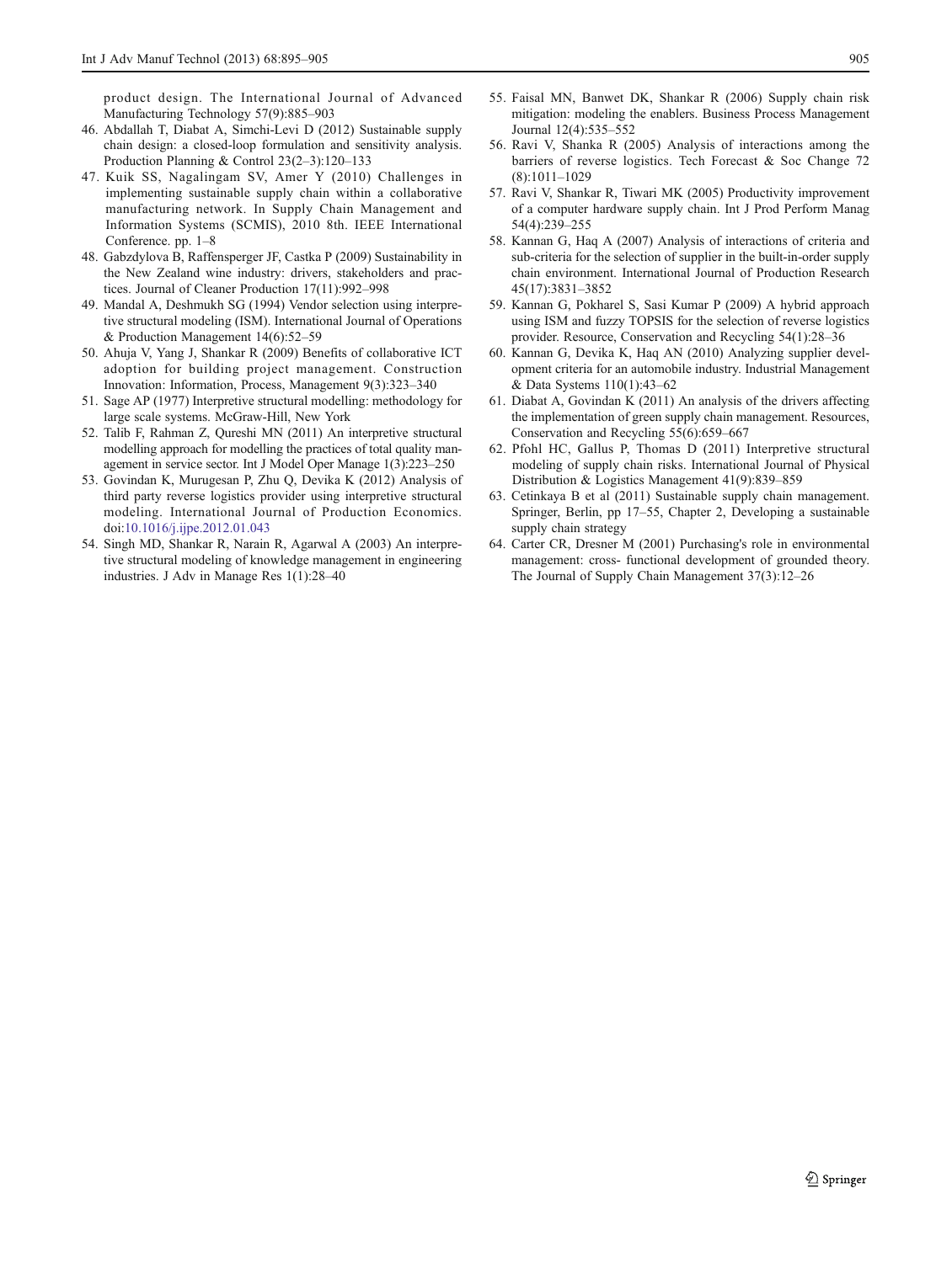product design. The International Journal of Advanced Manufacturing Technology 57(9):885–903

46. Abdallah T, Diabat A, Simchi-Levi D (2012) Sustainable supply chain design: a closed-loop formulation and sensitivity analysis. Production Planning & Control 23(2–3):120–133
47. Kuik SS, Nagalingam SV, Amer Y (2010) Challenges in implementing sustainable supply chain within a collaborative manufacturing network. In Supply Chain Management and Information Systems (SCMIS), 2010 8th. IEEE International Conference. pp. 1–8
48. Gabzdylova B, Raffensperger JF, Castka P (2009) Sustainability in the New Zealand wine industry: drivers, stakeholders and practices. Journal of Cleaner Production 17(11):992–998
49. Mandal A, Deshmukh SG (1994) Vendor selection using interpretive structural modeling (ISM). International Journal of Operations & Production Management 14(6):52–59
50. Ahuja V, Yang J, Shankar R (2009) Benefits of collaborative ICT adoption for building project management. Construction Innovation: Information, Process, Management 9(3):323–340
51. Sage AP (1977) Interpretive structural modelling: methodology for large scale systems. McGraw-Hill, New York
52. Talib F, Rahman Z, Qureshi MN (2011) An interpretive structural modelling approach for modelling the practices of total quality management in service sector. Int J Model Oper Manage 1(3):223–250
53. Govindan K, Murugesan P, Zhu Q, Devika K (2012) Analysis of third party reverse logistics provider using interpretive structural modeling. International Journal of Production Economics. doi:10.1016/j.ijpe.2012.01.043
54. Singh MD, Shankar R, Narain R, Agarwal A (2003) An interpretive structural modeling of knowledge management in engineering industries. J Adv in Manage Res 1(1):28–40
55. Faisal MN, Banwet DK, Shankar R (2006) Supply chain risk mitigation: modeling the enablers. Business Process Management Journal 12(4):535–552
56. Ravi V, Shanka R (2005) Analysis of interactions among the barriers of reverse logistics. Tech Forecast & Soc Change 72 (8):1011–1029
57. Ravi V, Shankar R, Tiwari MK (2005) Productivity improvement of a computer hardware supply chain. Int J Prod Perform Manag 54(4):239–255
58. Kannan G, Haq A (2007) Analysis of interactions of criteria and sub-criteria for the selection of supplier in the built-in-order supply chain environment. International Journal of Production Research 45(17):3831–3852
59. Kannan G, Pokharel S, Sasi Kumar P (2009) A hybrid approach using ISM and fuzzy TOPSIS for the selection of reverse logistics provider. Resource, Conservation and Recycling 54(1):28–36
60. Kannan G, Devika K, Haq AN (2010) Analyzing supplier development criteria for an automobile industry. Industrial Management & Data Systems 110(1):43–62
61. Diabat A, Govindan K (2011) An analysis of the drivers affecting the implementation of green supply chain management. Resources, Conservation and Recycling 55(6):659–667
62. Pfohl HC, Gallus P, Thomas D (2011) Interpretive structural modeling of supply chain risks. International Journal of Physical Distribution & Logistics Management 41(9):839–859
63. Cetinkaya B et al (2011) Sustainable supply chain management. Springer, Berlin, pp 17–55, Chapter 2, Developing a sustainable supply chain strategy
64. Carter CR, Dresner M (2001) Purchasing's role in environmental management: cross- functional development of grounded theory. The Journal of Supply Chain Management 37(3):12–26